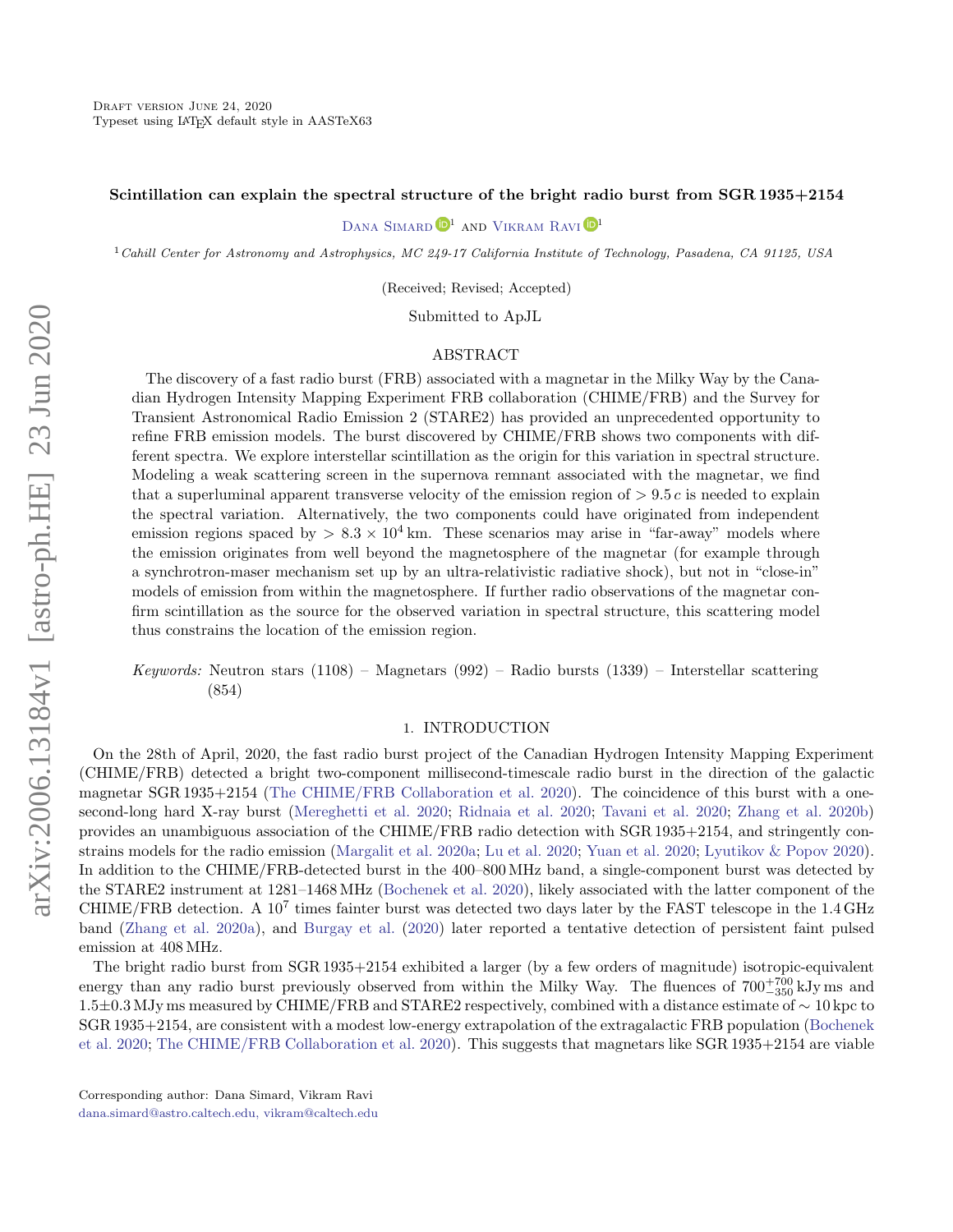# Scintillation can explain the spectral structure of the bright radio burst from SGR 1935+2154

Dana Simard[1] and Vikram Ravi[1]

[1] *Cahill Center for Astronomy and Astrophysics, MC 249-17 California Institute of Technology, Pasadena, CA 91125, USA*

(Received; Revised; Accepted)

Submitted to ApJL

## ABSTRACT

The discovery of a fast radio burst (FRB) associated with a magnetar in the Milky Way by the Canadian Hydrogen Intensity Mapping Experiment FRB collaboration (CHIME/FRB) and the Survey for Transient Astronomical Radio Emission 2 (STARE2) has provided an unprecedented opportunity to refine FRB emission models. The burst discovered by CHIME/FRB shows two components with different spectra. We explore interstellar scintillation as the origin for this variation in spectral structure. Modeling a weak scattering screen in the supernova remnant associated with the magnetar, we find that a superluminal apparent transverse velocity of the emission region of $> 9.5\,c$ is needed to explain the spectral variation. Alternatively, the two components could have originated from independent emission regions spaced by $> 8.3 \times 10^4$ km. These scenarios may arise in "far-away" models where the emission originates from well beyond the magnetosphere of the magnetar (for example through a synchrotron-maser mechanism set up by an ultra-relativistic radiative shock), but not in "close-in" models of emission from within the magnetosphere. If further radio observations of the magnetar confirm scintillation as the source for the observed variation in spectral structure, this scattering model thus constrains the location of the emission region.

*Keywords:* Neutron stars (1108) – Magnetars (992) – Radio bursts (1339) – Interstellar scattering (854)

## 1. INTRODUCTION

On the 28th of April, 2020, the fast radio burst project of the Canadian Hydrogen Intensity Mapping Experiment (CHIME/FRB) detected a bright two-component millisecond-timescale radio burst in the direction of the galactic magnetar SGR 1935+2154 (The CHIME/FRB Collaboration et al. 2020). The coincidence of this burst with a one-second-long hard X-ray burst (Mereghetti et al. 2020; Ridnaia et al. 2020; Tavani et al. 2020; Zhang et al. 2020b) provides an unambiguous association of the CHIME/FRB radio detection with SGR 1935+2154, and stringently constrains models for the radio emission (Margalit et al. 2020a; Lu et al. 2020; Yuan et al. 2020; Lyutikov & Popov 2020). In addition to the CHIME/FRB-detected burst in the 400–800 MHz band, a single-component burst was detected by the STARE2 instrument at 1281–1468 MHz (Bochenek et al. 2020), likely associated with the latter component of the CHIME/FRB detection. A $10^7$ times fainter burst was detected two days later by the FAST telescope in the 1.4 GHz band (Zhang et al. 2020a), and Burgay et al. (2020) later reported a tentative detection of persistent faint pulsed emission at 408 MHz.

The bright radio burst from SGR 1935+2154 exhibited a larger (by a few orders of magnitude) isotropic-equivalent energy than any radio burst previously observed from within the Milky Way. The fluences of $700^{+700}_{-350}$ kJy ms and $1.5{\pm}0.3$ MJy ms measured by CHIME/FRB and STARE2 respectively, combined with a distance estimate of $\sim 10$ kpc to SGR 1935+2154, are consistent with a modest low-energy extrapolation of the extragalactic FRB population (Bochenek et al. 2020; The CHIME/FRB Collaboration et al. 2020). This suggests that magnetars like SGR 1935+2154 are viable

Corresponding author: Dana Simard, Vikram Ravi
dana.simard@astro.caltech.edu, vikram@caltech.edu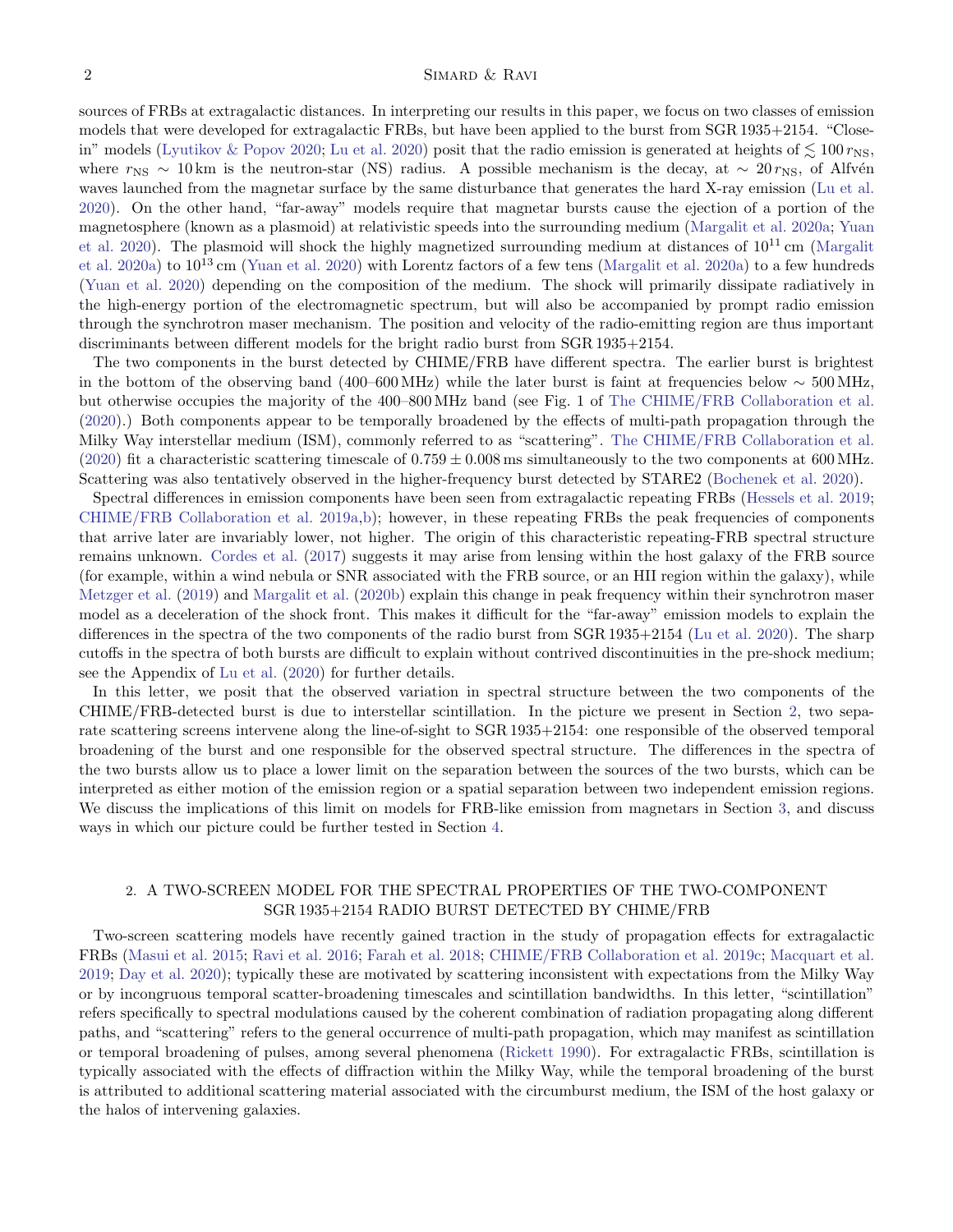sources of FRBs at extragalactic distances. In interpreting our results in this paper, we focus on two classes of emission models that were developed for extragalactic FRBs, but have been applied to the burst from SGR 1935+2154. "Close-in" models (Lyutikov & Popov 2020; Lu et al. 2020) posit that the radio emission is generated at heights of $\lesssim 100\, r_{\rm NS}$, where $r_{\rm NS} \sim 10\,$km is the neutron-star (NS) radius. A possible mechanism is the decay, at $\sim 20\, r_{\rm NS}$, of Alfvén waves launched from the magnetar surface by the same disturbance that generates the hard X-ray emission (Lu et al. 2020). On the other hand, "far-away" models require that magnetar bursts cause the ejection of a portion of the magnetosphere (known as a plasmoid) at relativistic speeds into the surrounding medium (Margalit et al. 2020a; Yuan et al. 2020). The plasmoid will shock the highly magnetized surrounding medium at distances of $10^{11}$ cm (Margalit et al. 2020a) to $10^{13}$ cm (Yuan et al. 2020) with Lorentz factors of a few tens (Margalit et al. 2020a) to a few hundreds (Yuan et al. 2020) depending on the composition of the medium. The shock will primarily dissipate radiatively in the high-energy portion of the electromagnetic spectrum, but will also be accompanied by prompt radio emission through the synchrotron maser mechanism. The position and velocity of the radio-emitting region are thus important discriminants between different models for the bright radio burst from SGR 1935+2154.

The two components in the burst detected by CHIME/FRB have different spectra. The earlier burst is brightest in the bottom of the observing band (400–600 MHz) while the later burst is faint at frequencies below $\sim 500\,$MHz, but otherwise occupies the majority of the 400–800 MHz band (see Fig. 1 of The CHIME/FRB Collaboration et al. (2020).) Both components appear to be temporally broadened by the effects of multi-path propagation through the Milky Way interstellar medium (ISM), commonly referred to as "scattering". The CHIME/FRB Collaboration et al. (2020) fit a characteristic scattering timescale of $0.759 \pm 0.008\,$ms simultaneously to the two components at 600 MHz. Scattering was also tentatively observed in the higher-frequency burst detected by STARE2 (Bochenek et al. 2020).

Spectral differences in emission components have been seen from extragalactic repeating FRBs (Hessels et al. 2019; CHIME/FRB Collaboration et al. 2019a,b); however, in these repeating FRBs the peak frequencies of components that arrive later are invariably lower, not higher. The origin of this characteristic repeating-FRB spectral structure remains unknown. Cordes et al. (2017) suggests it may arise from lensing within the host galaxy of the FRB source (for example, within a wind nebula or SNR associated with the FRB source, or an HII region within the galaxy), while Metzger et al. (2019) and Margalit et al. (2020b) explain this change in peak frequency within their synchrotron maser model as a deceleration of the shock front. This makes it difficult for the "far-away" emission models to explain the differences in the spectra of the two components of the radio burst from SGR 1935+2154 (Lu et al. 2020). The sharp cutoffs in the spectra of both bursts are difficult to explain without contrived discontinuities in the pre-shock medium; see the Appendix of Lu et al. (2020) for further details.

In this letter, we posit that the observed variation in spectral structure between the two components of the CHIME/FRB-detected burst is due to interstellar scintillation. In the picture we present in Section 2, two separate scattering screens intervene along the line-of-sight to SGR 1935+2154: one responsible of the observed temporal broadening of the burst and one responsible for the observed spectral structure. The differences in the spectra of the two bursts allow us to place a lower limit on the separation between the sources of the two bursts, which can be interpreted as either motion of the emission region or a spatial separation between two independent emission regions. We discuss the implications of this limit on models for FRB-like emission from magnetars in Section 3, and discuss ways in which our picture could be further tested in Section 4.

## 2. A TWO-SCREEN MODEL FOR THE SPECTRAL PROPERTIES OF THE TWO-COMPONENT SGR 1935+2154 RADIO BURST DETECTED BY CHIME/FRB

Two-screen scattering models have recently gained traction in the study of propagation effects for extragalactic FRBs (Masui et al. 2015; Ravi et al. 2016; Farah et al. 2018; CHIME/FRB Collaboration et al. 2019c; Macquart et al. 2019; Day et al. 2020); typically these are motivated by scattering inconsistent with expectations from the Milky Way or by incongruous temporal scatter-broadening timescales and scintillation bandwidths. In this letter, "scintillation" refers specifically to spectral modulations caused by the coherent combination of radiation propagating along different paths, and "scattering" refers to the general occurrence of multi-path propagation, which may manifest as scintillation or temporal broadening of pulses, among several phenomena (Rickett 1990). For extragalactic FRBs, scintillation is typically associated with the effects of diffraction within the Milky Way, while the temporal broadening of the burst is attributed to additional scattering material associated with the circumburst medium, the ISM of the host galaxy or the halos of intervening galaxies.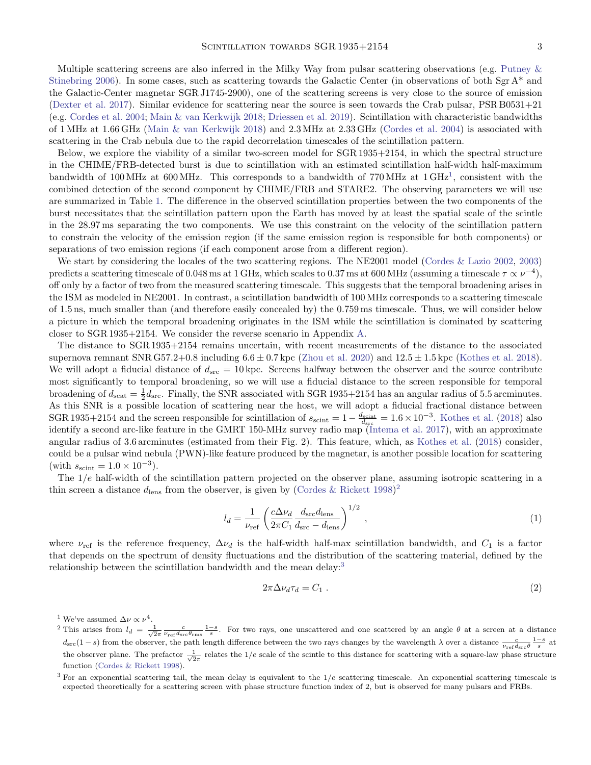Multiple scattering screens are also inferred in the Milky Way from pulsar scattering observations (e.g. Putney & Stinebring 2006). In some cases, such as scattering towards the Galactic Center (in observations of both Sgr A* and the Galactic-Center magnetar SGR J1745-2900), one of the scattering screens is very close to the source of emission (Dexter et al. 2017). Similar evidence for scattering near the source is seen towards the Crab pulsar, PSR B0531+21 (e.g. Cordes et al. 2004; Main & van Kerkwijk 2018; Driessen et al. 2019). Scintillation with characteristic bandwidths of 1 MHz at 1.66 GHz (Main & van Kerkwijk 2018) and 2.3 MHz at 2.33 GHz (Cordes et al. 2004) is associated with scattering in the Crab nebula due to the rapid decorrelation timescales of the scintillation pattern.

Below, we explore the viability of a similar two-screen model for SGR 1935+2154, in which the spectral structure in the CHIME/FRB-detected burst is due to scintillation with an estimated scintillation half-width half-maximum bandwidth of 100 MHz at 600 MHz. This corresponds to a bandwidth of 770 MHz at 1 GHz[1], consistent with the combined detection of the second component by CHIME/FRB and STARE2. The observing parameters we will use are summarized in Table 1. The difference in the observed scintillation properties between the two components of the burst necessitates that the scintillation pattern upon the Earth has moved by at least the spatial scale of the scintle in the 28.97 ms separating the two components. We use this constraint on the velocity of the scintillation pattern to constrain the velocity of the emission region (if the same emission region is responsible for both components) or separations of two emission regions (if each component arose from a different region).

We start by considering the locales of the two scattering regions. The NE2001 model (Cordes & Lazio 2002, 2003) predicts a scattering timescale of 0.048 ms at 1 GHz, which scales to 0.37 ms at 600 MHz (assuming a timescale $\tau \propto \nu^{-4}$), off only by a factor of two from the measured scattering timescale. This suggests that the temporal broadening arises in the ISM as modeled in NE2001. In contrast, a scintillation bandwidth of 100 MHz corresponds to a scattering timescale of 1.5 ns, much smaller than (and therefore easily concealed by) the 0.759 ms timescale. Thus, we will consider below a picture in which the temporal broadening originates in the ISM while the scintillation is dominated by scattering closer to SGR 1935+2154. We consider the reverse scenario in Appendix A.

The distance to SGR 1935+2154 remains uncertain, with recent measurements of the distance to the associated supernova remnant SNR G57.2+0.8 including $6.6 \pm 0.7$ kpc (Zhou et al. 2020) and $12.5 \pm 1.5$ kpc (Kothes et al. 2018). We will adopt a fiducial distance of $d_{\rm src} = 10$ kpc. Screens halfway between the observer and the source contribute most significantly to temporal broadening, so we will use a fiducial distance to the screen responsible for temporal broadening of $d_{\rm scat} = \frac{1}{2} d_{\rm src}$. Finally, the SNR associated with SGR 1935+2154 has an angular radius of 5.5 arcminutes. As this SNR is a possible location of scattering near the host, we will adopt a fiducial fractional distance between SGR 1935+2154 and the screen responsible for scintillation of $s_{\rm scint} = 1 - \frac{d_{\rm scint}}{d_{src}} = 1.6 \times 10^{-3}$. Kothes et al. (2018) also identify a second arc-like feature in the GMRT 150-MHz survey radio map (Intema et al. 2017), with an approximate angular radius of 3.6 arcminutes (estimated from their Fig. 2). This feature, which, as Kothes et al. (2018) consider, could be a pulsar wind nebula (PWN)-like feature produced by the magnetar, is another possible location for scattering (with $s_{\rm scint} = 1.0 \times 10^{-3}$).

The $1/e$ half-width of the scintillation pattern projected on the observer plane, assuming isotropic scattering in a thin screen a distance $d_{\rm lens}$ from the observer, is given by (Cordes & Rickett 1998)[2]

$$l_d = \frac{1}{\nu_{\rm ref}} \left( \frac{c \Delta\nu_d}{2\pi C_1} \frac{d_{\rm src} d_{\rm lens}}{d_{\rm src} - d_{\rm lens}} \right)^{1/2} , \tag{1}$$

where $\nu_{\rm ref}$ is the reference frequency, $\Delta\nu_d$ is the half-width half-max scintillation bandwidth, and $C_1$ is a factor that depends on the spectrum of density fluctuations and the distribution of the scattering material, defined by the relationship between the scintillation bandwidth and the mean delay:[3]

$$2\pi \Delta\nu_d \tau_d = C_1 \; . \tag{2}$$

[1] We've assumed $\Delta\nu \propto \nu^4$.

[2] This arises from $l_d = \frac{1}{\sqrt{2}\pi} \frac{c}{\nu_{\rm ref} d_{\rm src} \theta_{\rm rms}} \frac{1-s}{s}$. For two rays, one unscattered and one scattered by an angle $\theta$ at a screen at a distance $d_{\rm src}(1-s)$ from the observer, the path length difference between the two rays changes by the wavelength $\lambda$ over a distance $\frac{c}{\nu_{\rm ref} d_{\rm src} \theta} \frac{1-s}{s}$ at the observer plane. The prefactor $\frac{1}{\sqrt{2}\pi}$ relates the $1/e$ scale of the scintle to this distance for scattering with a square-law phase structure function (Cordes & Rickett 1998).

[3] For an exponential scattering tail, the mean delay is equivalent to the $1/e$ scattering timescale. An exponential scattering timescale is expected theoretically for a scattering screen with phase structure function index of 2, but is observed for many pulsars and FRBs.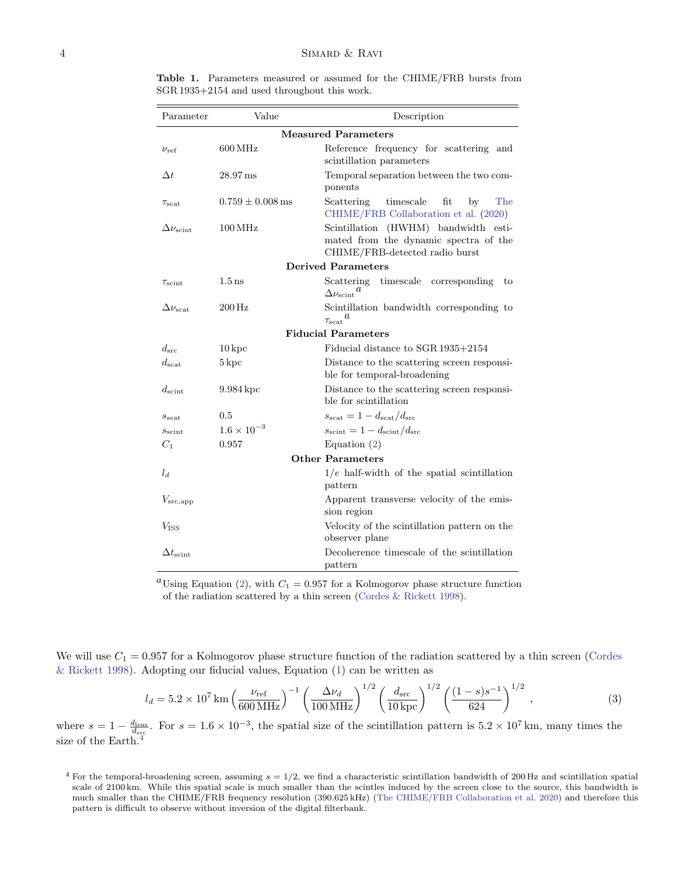**Table 1.** Parameters measured or assumed for the CHIME/FRB bursts from SGR 1935+2154 and used throughout this work.

| Parameter | Value | Description |
|---|---|---|
| **Measured Parameters** | | |
| $\nu_{\rm ref}$ | 600 MHz | Reference frequency for scattering and scintillation parameters |
| $\Delta t$ | 28.97 ms | Temporal separation between the two components |
| $\tau_{\rm scat}$ | $0.759 \pm 0.008$ ms | Scattering timescale fit by The CHIME/FRB Collaboration et al. (2020) |
| $\Delta\nu_{\rm scint}$ | 100 MHz | Scintillation (HWHM) bandwidth estimated from the dynamic spectra of the CHIME/FRB-detected radio burst |
| **Derived Parameters** | | |
| $\tau_{\rm scint}$ | 1.5 ns | Scattering timescale corresponding to $\Delta\nu_{\rm scint}$[a] |
| $\Delta\nu_{\rm scat}$ | 200 Hz | Scintillation bandwidth corresponding to $\tau_{\rm scat}$[a] |
| **Fiducial Parameters** | | |
| $d_{\rm src}$ | 10 kpc | Fiducial distance to SGR 1935+2154 |
| $d_{\rm scat}$ | 5 kpc | Distance to the scattering screen responsible for temporal-broadening |
| $d_{\rm scint}$ | 9.984 kpc | Distance to the scattering screen responsible for scintillation |
| $s_{\rm scat}$ | 0.5 | $s_{\rm scat} = 1 - d_{\rm scat}/d_{\rm src}$ |
| $s_{\rm scint}$ | $1.6 \times 10^{-3}$ | $s_{\rm scint} = 1 - d_{\rm scint}/d_{\rm src}$ |
| $C_1$ | 0.957 | Equation (2) |
| **Other Parameters** | | |
| $l_d$ | | $1/e$ half-width of the spatial scintillation pattern |
| $V_{\rm src,app}$ | | Apparent transverse velocity of the emission region |
| $V_{\rm ISS}$ | | Velocity of the scintillation pattern on the observer plane |
| $\Delta t_{\rm scint}$ | | Decoherence timescale of the scintillation pattern |

[a] Using Equation (2), with $C_1 = 0.957$ for a Kolmogorov phase structure function of the radiation scattered by a thin screen (Cordes & Rickett 1998).

We will use $C_1 = 0.957$ for a Kolmogorov phase structure function of the radiation scattered by a thin screen (Cordes & Rickett 1998). Adopting our fiducial values, Equation (1) can be written as

$$l_d = 5.2 \times 10^7\,\mathrm{km}\left(\frac{\nu_{\rm ref}}{600\,\mathrm{MHz}}\right)^{-1}\left(\frac{\Delta\nu_d}{100\,\mathrm{MHz}}\right)^{1/2}\left(\frac{d_{\rm src}}{10\,\mathrm{kpc}}\right)^{1/2}\left(\frac{(1-s)s^{-1}}{624}\right)^{1/2}, \tag{3}$$

where $s = 1 - \frac{d_{\rm lens}}{d_{\rm src}}$. For $s = 1.6 \times 10^{-3}$, the spatial size of the scintillation pattern is $5.2 \times 10^7$ km, many times the size of the Earth.[4]

[4] For the temporal-broadening screen, assuming $s = 1/2$, we find a characteristic scintillation bandwidth of 200 Hz and scintillation spatial scale of 2100 km. While this spatial scale is much smaller than the scintles induced by the screen close to the source, this bandwidth is much smaller than the CHIME/FRB frequency resolution (390.625 kHz) (The CHIME/FRB Collaboration et al. 2020) and therefore this pattern is difficult to observe without inversion of the digital filterbank.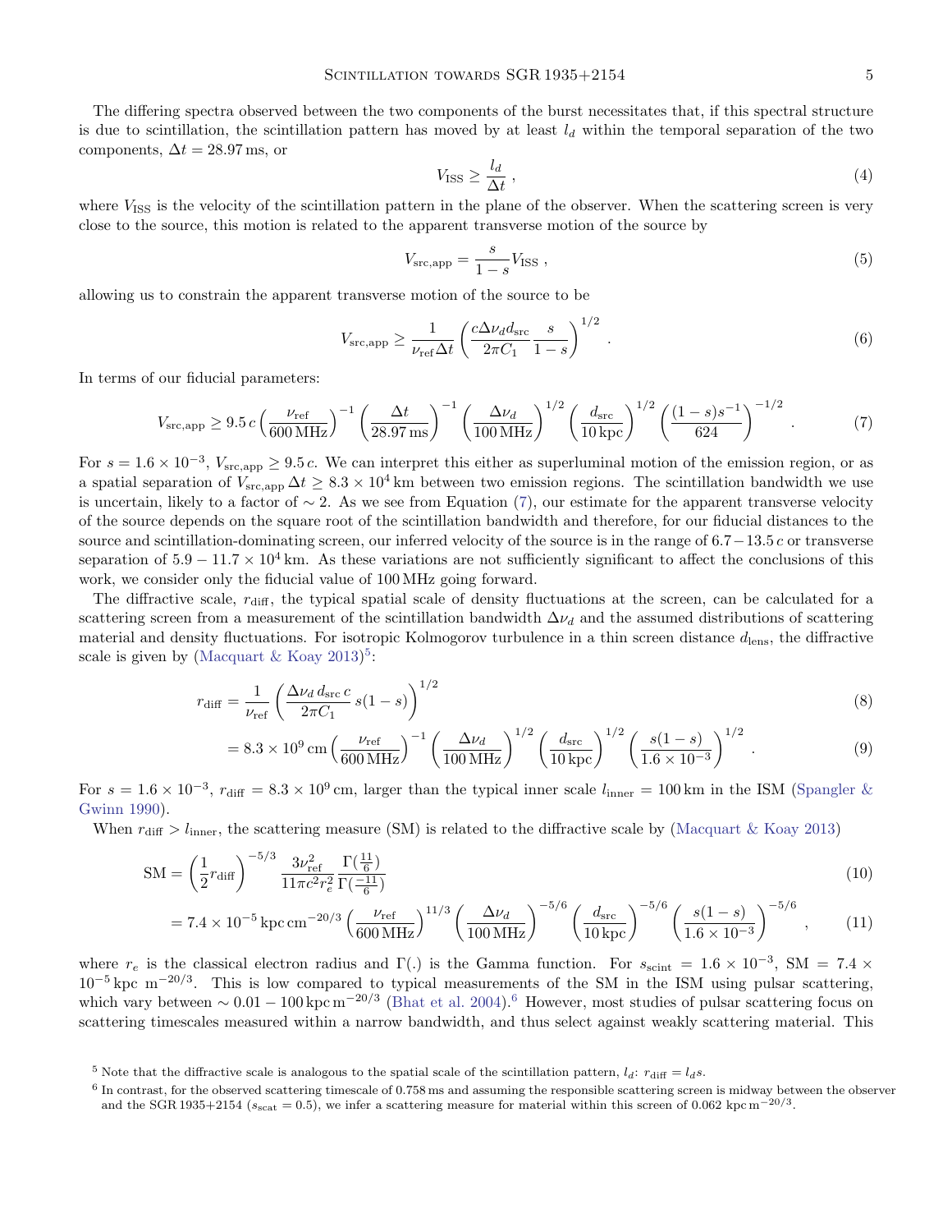The differing spectra observed between the two components of the burst necessitates that, if this spectral structure is due to scintillation, the scintillation pattern has moved by at least $l_d$ within the temporal separation of the two components, $\Delta t = 28.97\,\mathrm{ms}$, or

$$V_{\rm ISS} \geq \frac{l_d}{\Delta t}\ , \tag{4}$$

where $V_{\rm ISS}$ is the velocity of the scintillation pattern in the plane of the observer. When the scattering screen is very close to the source, this motion is related to the apparent transverse motion of the source by

$$V_{\rm src,app} = \frac{s}{1-s} V_{\rm ISS}\ , \tag{5}$$

allowing us to constrain the apparent transverse motion of the source to be

$$V_{\rm src,app} \geq \frac{1}{\nu_{\rm ref}\Delta t}\left(\frac{c\Delta\nu_d d_{\rm src}}{2\pi C_1}\frac{s}{1-s}\right)^{1/2}\ . \tag{6}$$

In terms of our fiducial parameters:

$$V_{\rm src,app} \geq 9.5\,c\left(\frac{\nu_{\rm ref}}{600\,\mathrm{MHz}}\right)^{-1}\left(\frac{\Delta t}{28.97\,\mathrm{ms}}\right)^{-1}\left(\frac{\Delta\nu_d}{100\,\mathrm{MHz}}\right)^{1/2}\left(\frac{d_{\rm src}}{10\,\mathrm{kpc}}\right)^{1/2}\left(\frac{(1-s)s^{-1}}{624}\right)^{-1/2}\ . \tag{7}$$

For $s = 1.6\times10^{-3}$, $V_{\rm src,app} \geq 9.5\,c$. We can interpret this either as superluminal motion of the emission region, or as a spatial separation of $V_{\rm src,app}\,\Delta t \geq 8.3\times10^{4}\,\mathrm{km}$ between two emission regions. The scintillation bandwidth we use is uncertain, likely to a factor of $\sim 2$. As we see from Equation (7), our estimate for the apparent transverse velocity of the source depends on the square root of the scintillation bandwidth and therefore, for our fiducial distances to the source and scintillation-dominating screen, our inferred velocity of the source is in the range of $6.7-13.5\,c$ or transverse separation of $5.9-11.7\times10^{4}\,\mathrm{km}$. As these variations are not sufficiently significant to affect the conclusions of this work, we consider only the fiducial value of $100\,\mathrm{MHz}$ going forward.

The diffractive scale, $r_{\rm diff}$, the typical spatial scale of density fluctuations at the screen, can be calculated for a scattering screen from a measurement of the scintillation bandwidth $\Delta\nu_d$ and the assumed distributions of scattering material and density fluctuations. For isotropic Kolmogorov turbulence in a thin screen distance $d_{\rm lens}$, the diffractive scale is given by (Macquart & Koay 2013)[5]:

$$r_{\rm diff} = \frac{1}{\nu_{\rm ref}}\left(\frac{\Delta\nu_d\, d_{\rm src}\, c}{2\pi C_1}\, s(1-s)\right)^{1/2} \tag{8}$$

$$= 8.3\times10^{9}\,\mathrm{cm}\left(\frac{\nu_{\rm ref}}{600\,\mathrm{MHz}}\right)^{-1}\left(\frac{\Delta\nu_d}{100\,\mathrm{MHz}}\right)^{1/2}\left(\frac{d_{\rm src}}{10\,\mathrm{kpc}}\right)^{1/2}\left(\frac{s(1-s)}{1.6\times10^{-3}}\right)^{1/2}\ . \tag{9}$$

For $s = 1.6\times10^{-3}$, $r_{\rm diff} = 8.3\times10^{9}\,\mathrm{cm}$, larger than the typical inner scale $l_{\rm inner} = 100\,\mathrm{km}$ in the ISM (Spangler & Gwinn 1990).

When $r_{\rm diff} > l_{\rm inner}$, the scattering measure (SM) is related to the diffractive scale by (Macquart & Koay 2013)

$$\mathrm{SM} = \left(\frac{1}{2}r_{\rm diff}\right)^{-5/3}\frac{3\nu_{\rm ref}^2}{11\pi c^2 r_e^2}\frac{\Gamma(\frac{11}{6})}{\Gamma(\frac{-11}{6})} \tag{10}$$

$$= 7.4\times10^{-5}\,\mathrm{kpc\,cm^{-20/3}}\left(\frac{\nu_{\rm ref}}{600\,\mathrm{MHz}}\right)^{11/3}\left(\frac{\Delta\nu_d}{100\,\mathrm{MHz}}\right)^{-5/6}\left(\frac{d_{\rm src}}{10\,\mathrm{kpc}}\right)^{-5/6}\left(\frac{s(1-s)}{1.6\times10^{-3}}\right)^{-5/6}\ , \tag{11}$$

where $r_e$ is the classical electron radius and $\Gamma(.)$ is the Gamma function. For $s_{\rm scint} = 1.6\times10^{-3}$, $\mathrm{SM} = 7.4\times10^{-5}\,\mathrm{kpc\ m^{-20/3}}$. This is low compared to typical measurements of the SM in the ISM using pulsar scattering, which vary between $\sim 0.01-100\,\mathrm{kpc\,m^{-20/3}}$ (Bhat et al. 2004).[6] However, most studies of pulsar scattering focus on scattering timescales measured within a narrow bandwidth, and thus select against weakly scattering material. This

[5] Note that the diffractive scale is analogous to the spatial scale of the scintillation pattern, $l_d$: $r_{\rm diff} = l_d s$.

[6] In contrast, for the observed scattering timescale of $0.758\,\mathrm{ms}$ and assuming the responsible scattering screen is midway between the observer and the SGR 1935+2154 ($s_{\rm scat} = 0.5$), we infer a scattering measure for material within this screen of $0.062\ \mathrm{kpc\,m^{-20/3}}$.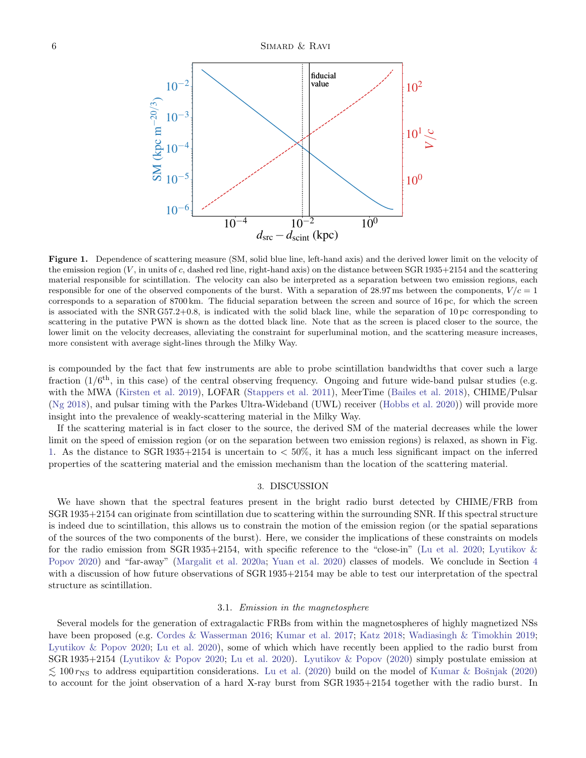**Figure 1.** Dependence of scattering measure (SM, solid blue line, left-hand axis) and the derived lower limit on the velocity of the emission region ($V$, in units of $c$, dashed red line, right-hand axis) on the distance between SGR 1935+2154 and the scattering material responsible for scintillation. The velocity can also be interpreted as a separation between two emission regions, each responsible for one of the observed components of the burst. With a separation of 28.97 ms between the components, $V/c = 1$ corresponds to a separation of 8700 km. The fiducial separation between the screen and source of 16 pc, for which the screen is associated with the SNR G57.2+0.8, is indicated with the solid black line, while the separation of 10 pc corresponding to scattering in the putative PWN is shown as the dotted black line. Note that as the screen is placed closer to the source, the lower limit on the velocity decreases, alleviating the constraint for superluminal motion, and the scattering measure increases, more consistent with average sight-lines through the Milky Way.

is compounded by the fact that few instruments are able to probe scintillation bandwidths that cover such a large fraction ($1/6^{\rm th}$, in this case) of the central observing frequency. Ongoing and future wide-band pulsar studies (e.g. with the MWA (Kirsten et al. 2019), LOFAR (Stappers et al. 2011), MeerTime (Bailes et al. 2018), CHIME/Pulsar (Ng 2018), and pulsar timing with the Parkes Ultra-Wideband (UWL) receiver (Hobbs et al. 2020)) will provide more insight into the prevalence of weakly-scattering material in the Milky Way.

If the scattering material is in fact closer to the source, the derived SM of the material decreases while the lower limit on the speed of emission region (or on the separation between two emission regions) is relaxed, as shown in Fig. 1. As the distance to SGR 1935+2154 is uncertain to $< 50\%$, it has a much less significant impact on the inferred properties of the scattering material and the emission mechanism than the location of the scattering material.

## 3. DISCUSSION

We have shown that the spectral features present in the bright radio burst detected by CHIME/FRB from SGR 1935+2154 can originate from scintillation due to scattering within the surrounding SNR. If this spectral structure is indeed due to scintillation, this allows us to constrain the motion of the emission region (or the spatial separations of the sources of the two components of the burst). Here, we consider the implications of these constraints on models for the radio emission from SGR 1935+2154, with specific reference to the "close-in" (Lu et al. 2020; Lyutikov & Popov 2020) and "far-away" (Margalit et al. 2020a; Yuan et al. 2020) classes of models. We conclude in Section 4 with a discussion of how future observations of SGR 1935+2154 may be able to test our interpretation of the spectral structure as scintillation.

### 3.1. *Emission in the magnetosphere*

Several models for the generation of extragalactic FRBs from within the magnetospheres of highly magnetized NSs have been proposed (e.g. Cordes & Wasserman 2016; Kumar et al. 2017; Katz 2018; Wadiasingh & Timokhin 2019; Lyutikov & Popov 2020; Lu et al. 2020), some of which which have recently been applied to the radio burst from SGR 1935+2154 (Lyutikov & Popov 2020; Lu et al. 2020). Lyutikov & Popov (2020) simply postulate emission at $\lesssim 100\, r_{\rm NS}$ to address equipartition considerations. Lu et al. (2020) build on the model of Kumar & Bošnjak (2020) to account for the joint observation of a hard X-ray burst from SGR 1935+2154 together with the radio burst. In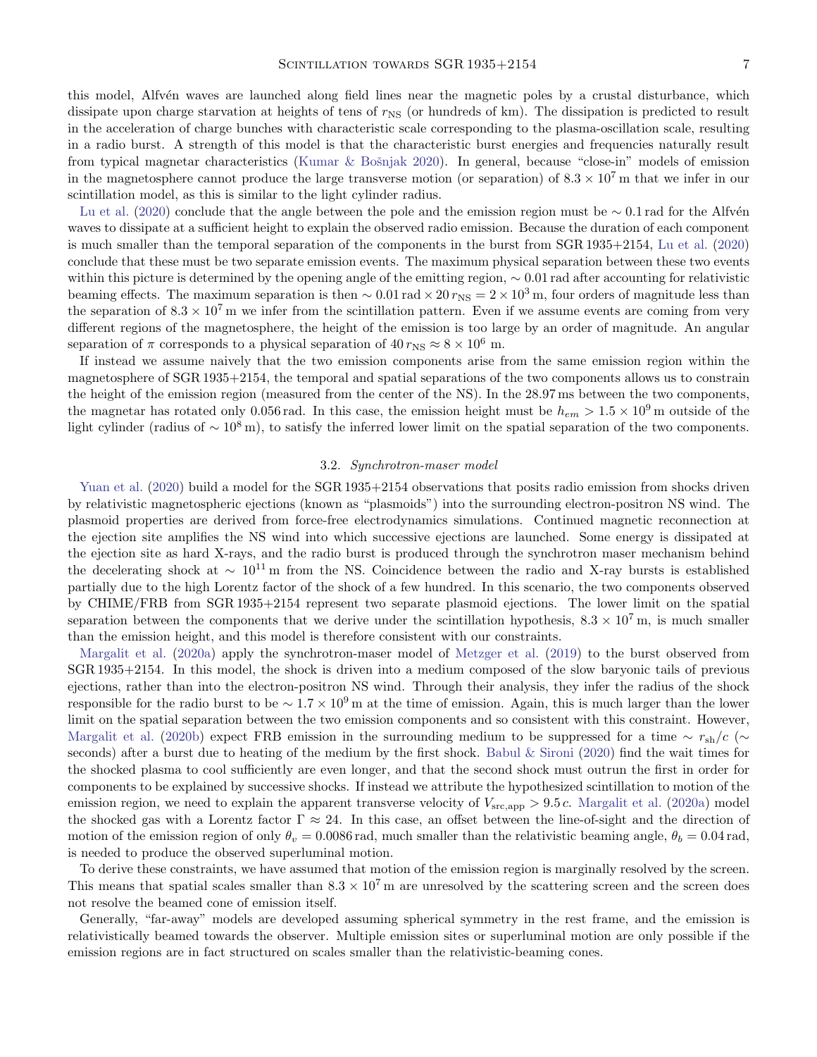this model, Alfvén waves are launched along field lines near the magnetic poles by a crustal disturbance, which dissipate upon charge starvation at heights of tens of $r_{\rm NS}$ (or hundreds of km). The dissipation is predicted to result in the acceleration of charge bunches with characteristic scale corresponding to the plasma-oscillation scale, resulting in a radio burst. A strength of this model is that the characteristic burst energies and frequencies naturally result from typical magnetar characteristics (Kumar & Bošnjak 2020). In general, because "close-in" models of emission in the magnetosphere cannot produce the large transverse motion (or separation) of $8.3 \times 10^7$ m that we infer in our scintillation model, as this is similar to the light cylinder radius.

Lu et al. (2020) conclude that the angle between the pole and the emission region must be $\sim 0.1$ rad for the Alfvén waves to dissipate at a sufficient height to explain the observed radio emission. Because the duration of each component is much smaller than the temporal separation of the components in the burst from SGR 1935+2154, Lu et al. (2020) conclude that these must be two separate emission events. The maximum physical separation between these two events within this picture is determined by the opening angle of the emitting region, $\sim 0.01$ rad after accounting for relativistic beaming effects. The maximum separation is then $\sim 0.01\,\mathrm{rad} \times 20\,r_{\rm NS} = 2 \times 10^3$ m, four orders of magnitude less than the separation of $8.3 \times 10^7$ m we infer from the scintillation pattern. Even if we assume events are coming from very different regions of the magnetosphere, the height of the emission is too large by an order of magnitude. An angular separation of $\pi$ corresponds to a physical separation of $40\,r_{\rm NS} \approx 8 \times 10^6$ m.

If instead we assume naively that the two emission components arise from the same emission region within the magnetosphere of SGR 1935+2154, the temporal and spatial separations of the two components allows us to constrain the height of the emission region (measured from the center of the NS). In the 28.97 ms between the two components, the magnetar has rotated only 0.056 rad. In this case, the emission height must be $h_{em} > 1.5 \times 10^9$ m outside of the light cylinder (radius of $\sim 10^8$ m), to satisfy the inferred lower limit on the spatial separation of the two components.

### 3.2. *Synchrotron-maser model*

Yuan et al. (2020) build a model for the SGR 1935+2154 observations that posits radio emission from shocks driven by relativistic magnetospheric ejections (known as "plasmoids") into the surrounding electron-positron NS wind. The plasmoid properties are derived from force-free electrodynamics simulations. Continued magnetic reconnection at the ejection site amplifies the NS wind into which successive ejections are launched. Some energy is dissipated at the ejection site as hard X-rays, and the radio burst is produced through the synchrotron maser mechanism behind the decelerating shock at $\sim 10^{11}$ m from the NS. Coincidence between the radio and X-ray bursts is established partially due to the high Lorentz factor of the shock of a few hundred. In this scenario, the two components observed by CHIME/FRB from SGR 1935+2154 represent two separate plasmoid ejections. The lower limit on the spatial separation between the components that we derive under the scintillation hypothesis, $8.3 \times 10^7$ m, is much smaller than the emission height, and this model is therefore consistent with our constraints.

Margalit et al. (2020a) apply the synchrotron-maser model of Metzger et al. (2019) to the burst observed from SGR 1935+2154. In this model, the shock is driven into a medium composed of the slow baryonic tails of previous ejections, rather than into the electron-positron NS wind. Through their analysis, they infer the radius of the shock responsible for the radio burst to be $\sim 1.7 \times 10^9$ m at the time of emission. Again, this is much larger than the lower limit on the spatial separation between the two emission components and so consistent with this constraint. However, Margalit et al. (2020b) expect FRB emission in the surrounding medium to be suppressed for a time $\sim r_{\rm sh}/c$ ($\sim$ seconds) after a burst due to heating of the medium by the first shock. Babul & Sironi (2020) find the wait times for the shocked plasma to cool sufficiently are even longer, and that the second shock must outrun the first in order for components to be explained by successive shocks. If instead we attribute the hypothesized scintillation to motion of the emission region, we need to explain the apparent transverse velocity of $V_{\rm src,app} > 9.5\,c$. Margalit et al. (2020a) model the shocked gas with a Lorentz factor $\Gamma \approx 24$. In this case, an offset between the line-of-sight and the direction of motion of the emission region of only $\theta_v = 0.0086$ rad, much smaller than the relativistic beaming angle, $\theta_b = 0.04$ rad, is needed to produce the observed superluminal motion.

To derive these constraints, we have assumed that motion of the emission region is marginally resolved by the screen. This means that spatial scales smaller than $8.3 \times 10^7$ m are unresolved by the scattering screen and the screen does not resolve the beamed cone of emission itself.

Generally, "far-away" models are developed assuming spherical symmetry in the rest frame, and the emission is relativistically beamed towards the observer. Multiple emission sites or superluminal motion are only possible if the emission regions are in fact structured on scales smaller than the relativistic-beaming cones.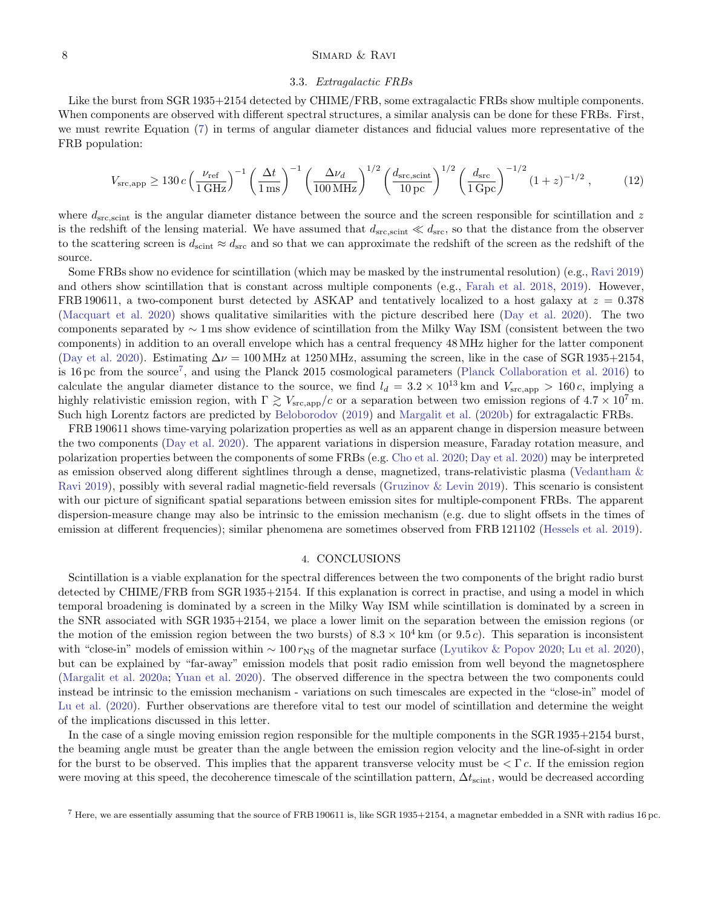### 3.3. *Extragalactic FRBs*

Like the burst from SGR 1935+2154 detected by CHIME/FRB, some extragalactic FRBs show multiple components. When components are observed with different spectral structures, a similar analysis can be done for these FRBs. First, we must rewrite Equation (7) in terms of angular diameter distances and fiducial values more representative of the FRB population:

$$V_{\mathrm{src,app}} \geq 130\,c\left(\frac{\nu_{\mathrm{ref}}}{1\,\mathrm{GHz}}\right)^{-1}\left(\frac{\Delta t}{1\,\mathrm{ms}}\right)^{-1}\left(\frac{\Delta\nu_d}{100\,\mathrm{MHz}}\right)^{1/2}\left(\frac{d_{\mathrm{src,scint}}}{10\,\mathrm{pc}}\right)^{1/2}\left(\frac{d_{\mathrm{src}}}{1\,\mathrm{Gpc}}\right)^{-1/2}(1+z)^{-1/2}\,, \tag{12}$$

where $d_{\mathrm{src,scint}}$ is the angular diameter distance between the source and the screen responsible for scintillation and $z$ is the redshift of the lensing material. We have assumed that $d_{\mathrm{src,scint}} \ll d_{\mathrm{src}}$, so that the distance from the observer to the scattering screen is $d_{\mathrm{scint}} \approx d_{\mathrm{src}}$ and so that we can approximate the redshift of the screen as the redshift of the source.

Some FRBs show no evidence for scintillation (which may be masked by the instrumental resolution) (e.g., Ravi 2019) and others show scintillation that is constant across multiple components (e.g., Farah et al. 2018, 2019). However, FRB 190611, a two-component burst detected by ASKAP and tentatively localized to a host galaxy at $z = 0.378$ (Macquart et al. 2020) shows qualitative similarities with the picture described here (Day et al. 2020). The two components separated by $\sim 1$ ms show evidence of scintillation from the Milky Way ISM (consistent between the two components) in addition to an overall envelope which has a central frequency 48 MHz higher for the latter component (Day et al. 2020). Estimating $\Delta\nu = 100$ MHz at 1250 MHz, assuming the screen, like in the case of SGR 1935+2154, is 16 pc from the source[7], and using the Planck 2015 cosmological parameters (Planck Collaboration et al. 2016) to calculate the angular diameter distance to the source, we find $l_d = 3.2 \times 10^{13}$ km and $V_{\mathrm{src,app}} > 160\,c$, implying a highly relativistic emission region, with $\Gamma \gtrsim V_{\mathrm{src,app}}/c$ or a separation between two emission regions of $4.7 \times 10^7$ m. Such high Lorentz factors are predicted by Beloborodov (2019) and Margalit et al. (2020b) for extragalactic FRBs.

FRB 190611 shows time-varying polarization properties as well as an apparent change in dispersion measure between the two components (Day et al. 2020). The apparent variations in dispersion measure, Faraday rotation measure, and polarization properties between the components of some FRBs (e.g. Cho et al. 2020; Day et al. 2020) may be interpreted as emission observed along different sightlines through a dense, magnetized, trans-relativistic plasma (Vedantham & Ravi 2019), possibly with several radial magnetic-field reversals (Gruzinov & Levin 2019). This scenario is consistent with our picture of significant spatial separations between emission sites for multiple-component FRBs. The apparent dispersion-measure change may also be intrinsic to the emission mechanism (e.g. due to slight offsets in the times of emission at different frequencies); similar phenomena are sometimes observed from FRB 121102 (Hessels et al. 2019).

## 4. CONCLUSIONS

Scintillation is a viable explanation for the spectral differences between the two components of the bright radio burst detected by CHIME/FRB from SGR 1935+2154. If this explanation is correct in practise, and using a model in which temporal broadening is dominated by a screen in the Milky Way ISM while scintillation is dominated by a screen in the SNR associated with SGR 1935+2154, we place a lower limit on the separation between the emission regions (or the motion of the emission region between the two bursts) of $8.3 \times 10^4$ km (or $9.5\,c$). This separation is inconsistent with "close-in" models of emission within $\sim 100\,r_{\mathrm{NS}}$ of the magnetar surface (Lyutikov & Popov 2020; Lu et al. 2020), but can be explained by "far-away" emission models that posit radio emission from well beyond the magnetosphere (Margalit et al. 2020a; Yuan et al. 2020). The observed difference in the spectra between the two components could instead be intrinsic to the emission mechanism - variations on such timescales are expected in the "close-in" model of Lu et al. (2020). Further observations are therefore vital to test our model of scintillation and determine the weight of the implications discussed in this letter.

In the case of a single moving emission region responsible for the multiple components in the SGR 1935+2154 burst, the beaming angle must be greater than the angle between the emission region velocity and the line-of-sight in order for the burst to be observed. This implies that the apparent transverse velocity must be $< \Gamma\,c$. If the emission region were moving at this speed, the decoherence timescale of the scintillation pattern, $\Delta t_{\mathrm{scint}}$, would be decreased according

[7] Here, we are essentially assuming that the source of FRB 190611 is, like SGR 1935+2154, a magnetar embedded in a SNR with radius 16 pc.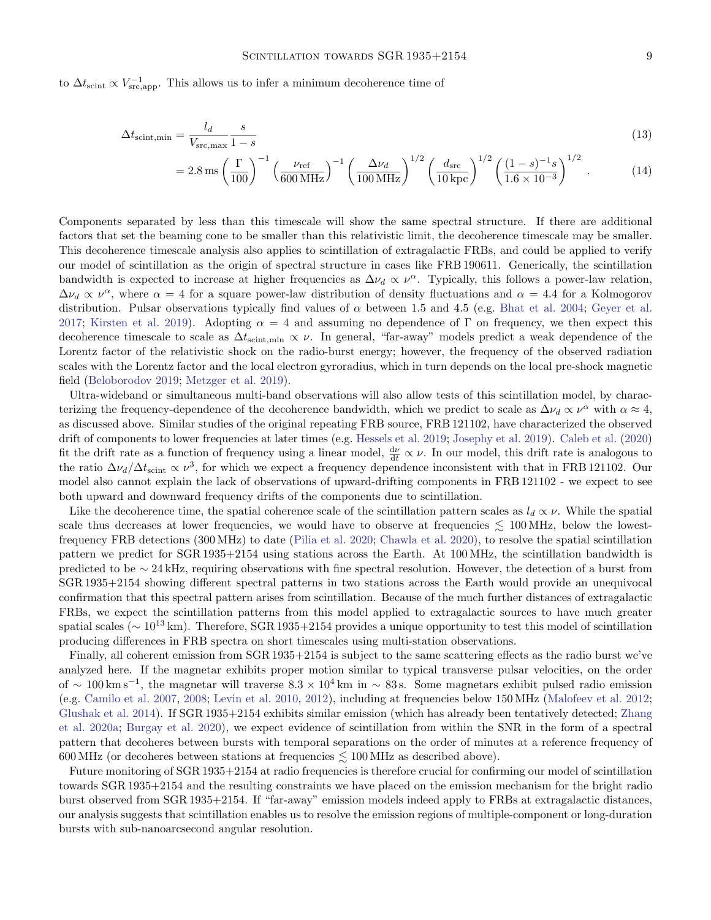to $\Delta t_{\rm scint} \propto V_{\rm src,app}^{-1}$. This allows us to infer a minimum decoherence time of

$$\Delta t_{\rm scint,min} = \frac{l_d}{V_{\rm src,max}} \frac{s}{1-s} \tag{13}$$

$$= 2.8\,{\rm ms} \left(\frac{\Gamma}{100}\right)^{-1} \left(\frac{\nu_{\rm ref}}{600\,{\rm MHz}}\right)^{-1} \left(\frac{\Delta\nu_d}{100\,{\rm MHz}}\right)^{1/2} \left(\frac{d_{\rm src}}{10\,{\rm kpc}}\right)^{1/2} \left(\frac{(1-s)^{-1}s}{1.6\times10^{-3}}\right)^{1/2}. \tag{14}$$

Components separated by less than this timescale will show the same spectral structure. If there are additional factors that set the beaming cone to be smaller than this relativistic limit, the decoherence timescale may be smaller. This decoherence timescale analysis also applies to scintillation of extragalactic FRBs, and could be applied to verify our model of scintillation as the origin of spectral structure in cases like FRB 190611. Generically, the scintillation bandwidth is expected to increase at higher frequencies as $\Delta\nu_d \propto \nu^{\alpha}$. Typically, this follows a power-law relation, $\Delta\nu_d \propto \nu^{\alpha}$, where $\alpha = 4$ for a square power-law distribution of density fluctuations and $\alpha = 4.4$ for a Kolmogorov distribution. Pulsar observations typically find values of $\alpha$ between 1.5 and 4.5 (e.g. Bhat et al. 2004; Geyer et al. 2017; Kirsten et al. 2019). Adopting $\alpha = 4$ and assuming no dependence of $\Gamma$ on frequency, we then expect this decoherence timescale to scale as $\Delta t_{\rm scint,min} \propto \nu$. In general, "far-away" models predict a weak dependence of the Lorentz factor of the relativistic shock on the radio-burst energy; however, the frequency of the observed radiation scales with the Lorentz factor and the local electron gyroradius, which in turn depends on the local pre-shock magnetic field (Beloborodov 2019; Metzger et al. 2019).

Ultra-wideband or simultaneous multi-band observations will also allow tests of this scintillation model, by characterizing the frequency-dependence of the decoherence bandwidth, which we predict to scale as $\Delta\nu_d \propto \nu^{\alpha}$ with $\alpha \approx 4$, as discussed above. Similar studies of the original repeating FRB source, FRB 121102, have characterized the observed drift of components to lower frequencies at later times (e.g. Hessels et al. 2019; Josephy et al. 2019). Caleb et al. (2020) fit the drift rate as a function of frequency using a linear model, $\frac{{\rm d}\nu}{{\rm d}t} \propto \nu$. In our model, this drift rate is analogous to the ratio $\Delta\nu_d/\Delta t_{\rm scint} \propto \nu^3$, for which we expect a frequency dependence inconsistent with that in FRB 121102. Our model also cannot explain the lack of observations of upward-drifting components in FRB 121102 - we expect to see both upward and downward frequency drifts of the components due to scintillation.

Like the decoherence time, the spatial coherence scale of the scintillation pattern scales as $l_d \propto \nu$. While the spatial scale thus decreases at lower frequencies, we would have to observe at frequencies $\lesssim 100\,{\rm MHz}$, below the lowest-frequency FRB detections (300 MHz) to date (Pilia et al. 2020; Chawla et al. 2020), to resolve the spatial scintillation pattern we predict for SGR 1935+2154 using stations across the Earth. At 100 MHz, the scintillation bandwidth is predicted to be $\sim 24\,{\rm kHz}$, requiring observations with fine spectral resolution. However, the detection of a burst from SGR 1935+2154 showing different spectral patterns in two stations across the Earth would provide an unequivocal confirmation that this spectral pattern arises from scintillation. Because of the much further distances of extragalactic FRBs, we expect the scintillation patterns from this model applied to extragalactic sources to have much greater spatial scales ($\sim 10^{13}\,{\rm km}$). Therefore, SGR 1935+2154 provides a unique opportunity to test this model of scintillation producing differences in FRB spectra on short timescales using multi-station observations.

Finally, all coherent emission from SGR 1935+2154 is subject to the same scattering effects as the radio burst we've analyzed here. If the magnetar exhibits proper motion similar to typical transverse pulsar velocities, on the order of $\sim 100\,{\rm km\,s^{-1}}$, the magnetar will traverse $8.3 \times 10^4\,{\rm km}$ in $\sim 83\,{\rm s}$. Some magnetars exhibit pulsed radio emission (e.g. Camilo et al. 2007, 2008; Levin et al. 2010, 2012), including at frequencies below 150 MHz (Malofeev et al. 2012; Glushak et al. 2014). If SGR 1935+2154 exhibits similar emission (which has already been tentatively detected; Zhang et al. 2020a; Burgay et al. 2020), we expect evidence of scintillation from within the SNR in the form of a spectral pattern that decoheres between bursts with temporal separations on the order of minutes at a reference frequency of 600 MHz (or decoheres between stations at frequencies $\lesssim 100\,{\rm MHz}$ as described above).

Future monitoring of SGR 1935+2154 at radio frequencies is therefore crucial for confirming our model of scintillation towards SGR 1935+2154 and the resulting constraints we have placed on the emission mechanism for the bright radio burst observed from SGR 1935+2154. If "far-away" emission models indeed apply to FRBs at extragalactic distances, our analysis suggests that scintillation enables us to resolve the emission regions of multiple-component or long-duration bursts with sub-nanoarcsecond angular resolution.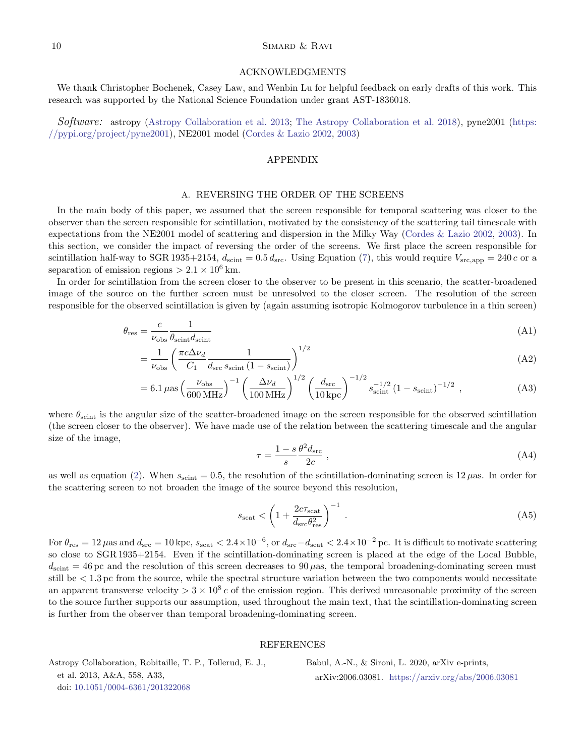## ACKNOWLEDGMENTS

We thank Christopher Bochenek, Casey Law, and Wenbin Lu for helpful feedback on early drafts of this work. This research was supported by the National Science Foundation under grant AST-1836018.

*Software:* astropy (Astropy Collaboration et al. 2013; The Astropy Collaboration et al. 2018), pyne2001 (https://pypi.org/project/pyne2001), NE2001 model (Cordes & Lazio 2002, 2003)

## APPENDIX

### A. REVERSING THE ORDER OF THE SCREENS

In the main body of this paper, we assumed that the screen responsible for temporal scattering was closer to the observer than the screen responsible for scintillation, motivated by the consistency of the scattering tail timescale with expectations from the NE2001 model of scattering and dispersion in the Milky Way (Cordes & Lazio 2002, 2003). In this section, we consider the impact of reversing the order of the screens. We first place the screen responsible for scintillation half-way to SGR 1935+2154, $d_{\rm scint} = 0.5\, d_{\rm src}$. Using Equation (7), this would require $V_{\rm src,app} = 240\, c$ or a separation of emission regions $> 2.1 \times 10^6$ km.

In order for scintillation from the screen closer to the observer to be present in this scenario, the scatter-broadened image of the source on the further screen must be unresolved to the closer screen. The resolution of the screen responsible for the observed scintillation is given by (again assuming isotropic Kolmogorov turbulence in a thin screen)

$$\theta_{\rm res} = \frac{c}{\nu_{\rm obs}} \frac{1}{\theta_{\rm scint} d_{\rm scint}} \tag{A1}$$

$$= \frac{1}{\nu_{\rm obs}} \left( \frac{\pi c \Delta\nu_d}{C_1} \frac{1}{d_{\rm src}\, s_{\rm scint}\, (1 - s_{\rm scint})} \right)^{1/2} \tag{A2}$$

$$= 6.1\, \mu{\rm as} \left( \frac{\nu_{\rm obs}}{600\,{\rm MHz}} \right)^{-1} \left( \frac{\Delta\nu_d}{100\,{\rm MHz}} \right)^{1/2} \left( \frac{d_{\rm src}}{10\,{\rm kpc}} \right)^{-1/2} s_{\rm scint}^{-1/2} \left(1 - s_{\rm scint}\right)^{-1/2} , \tag{A3}$$

where $\theta_{\rm scint}$ is the angular size of the scatter-broadened image on the screen responsible for the observed scintillation (the screen closer to the observer). We have made use of the relation between the scattering timescale and the angular size of the image,

$$\tau = \frac{1-s}{s} \frac{\theta^2 d_{\rm src}}{2c} , \tag{A4}$$

as well as equation (2). When $s_{\rm scint} = 0.5$, the resolution of the scintillation-dominating screen is $12\, \mu$as. In order for the scattering screen to not broaden the image of the source beyond this resolution,

$$s_{\rm scat} < \left( 1 + \frac{2c\tau_{\rm scat}}{d_{\rm src}\theta_{\rm res}^2} \right)^{-1} . \tag{A5}$$

For $\theta_{\rm res} = 12\, \mu$as and $d_{\rm src} = 10$ kpc, $s_{\rm scat} < 2.4 \times 10^{-6}$, or $d_{\rm src} - d_{\rm scat} < 2.4 \times 10^{-2}$ pc. It is difficult to motivate scattering so close to SGR 1935+2154. Even if the scintillation-dominating screen is placed at the edge of the Local Bubble, $d_{\rm scint} = 46$ pc and the resolution of this screen decreases to $90\, \mu$as, the temporal broadening-dominating screen must still be $< 1.3$ pc from the source, while the spectral structure variation between the two components would necessitate an apparent transverse velocity $> 3 \times 10^8\, c$ of the emission region. This derived unreasonable proximity of the screen to the source further supports our assumption, used throughout the main text, that the scintillation-dominating screen is further from the observer than temporal broadening-dominating screen.

## REFERENCES

Astropy Collaboration, Robitaille, T. P., Tollerud, E. J., et al. 2013, A&A, 558, A33, doi: 10.1051/0004-6361/201322068

Babul, A.-N., & Sironi, L. 2020, arXiv e-prints, arXiv:2006.03081. https://arxiv.org/abs/2006.03081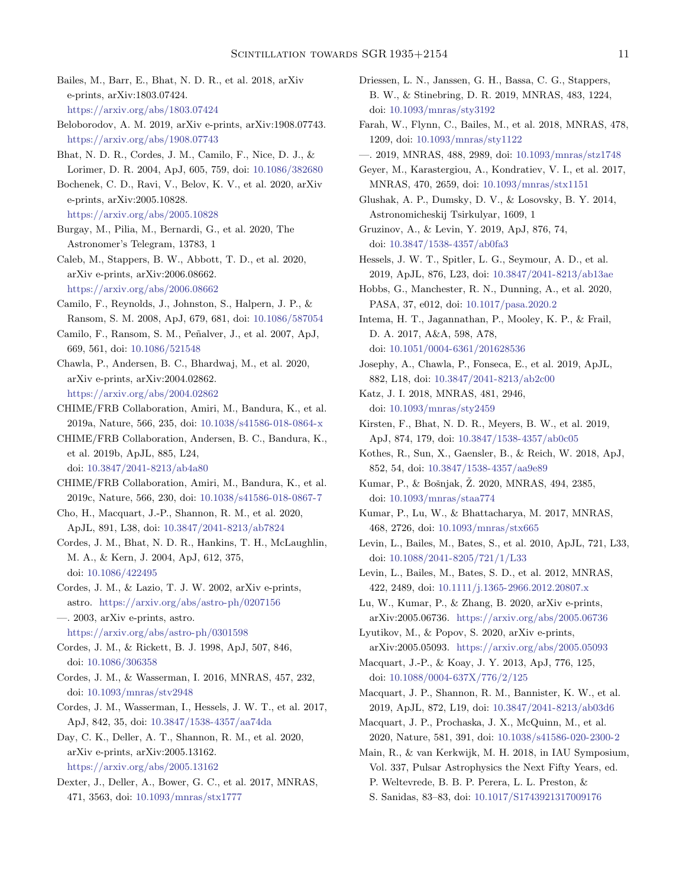Bailes, M., Barr, E., Bhat, N. D. R., et al. 2018, arXiv e-prints, arXiv:1803.07424. https://arxiv.org/abs/1803.07424

Beloborodov, A. M. 2019, arXiv e-prints, arXiv:1908.07743. https://arxiv.org/abs/1908.07743

Bhat, N. D. R., Cordes, J. M., Camilo, F., Nice, D. J., & Lorimer, D. R. 2004, ApJ, 605, 759, doi: 10.1086/382680

Bochenek, C. D., Ravi, V., Belov, K. V., et al. 2020, arXiv e-prints, arXiv:2005.10828. https://arxiv.org/abs/2005.10828

Burgay, M., Pilia, M., Bernardi, G., et al. 2020, The Astronomer's Telegram, 13783, 1

Caleb, M., Stappers, B. W., Abbott, T. D., et al. 2020, arXiv e-prints, arXiv:2006.08662. https://arxiv.org/abs/2006.08662

Camilo, F., Reynolds, J., Johnston, S., Halpern, J. P., & Ransom, S. M. 2008, ApJ, 679, 681, doi: 10.1086/587054

Camilo, F., Ransom, S. M., Peñalver, J., et al. 2007, ApJ, 669, 561, doi: 10.1086/521548

Chawla, P., Andersen, B. C., Bhardwaj, M., et al. 2020, arXiv e-prints, arXiv:2004.02862. https://arxiv.org/abs/2004.02862

CHIME/FRB Collaboration, Amiri, M., Bandura, K., et al. 2019a, Nature, 566, 235, doi: 10.1038/s41586-018-0864-x

CHIME/FRB Collaboration, Andersen, B. C., Bandura, K., et al. 2019b, ApJL, 885, L24, doi: 10.3847/2041-8213/ab4a80

CHIME/FRB Collaboration, Amiri, M., Bandura, K., et al. 2019c, Nature, 566, 230, doi: 10.1038/s41586-018-0867-7

Cho, H., Macquart, J.-P., Shannon, R. M., et al. 2020, ApJL, 891, L38, doi: 10.3847/2041-8213/ab7824

Cordes, J. M., Bhat, N. D. R., Hankins, T. H., McLaughlin, M. A., & Kern, J. 2004, ApJ, 612, 375, doi: 10.1086/422495

Cordes, J. M., & Lazio, T. J. W. 2002, arXiv e-prints, astro. https://arxiv.org/abs/astro-ph/0207156

—. 2003, arXiv e-prints, astro. https://arxiv.org/abs/astro-ph/0301598

Cordes, J. M., & Rickett, B. J. 1998, ApJ, 507, 846, doi: 10.1086/306358

Cordes, J. M., & Wasserman, I. 2016, MNRAS, 457, 232, doi: 10.1093/mnras/stv2948

Cordes, J. M., Wasserman, I., Hessels, J. W. T., et al. 2017, ApJ, 842, 35, doi: 10.3847/1538-4357/aa74da

Day, C. K., Deller, A. T., Shannon, R. M., et al. 2020, arXiv e-prints, arXiv:2005.13162. https://arxiv.org/abs/2005.13162

Dexter, J., Deller, A., Bower, G. C., et al. 2017, MNRAS, 471, 3563, doi: 10.1093/mnras/stx1777

Driessen, L. N., Janssen, G. H., Bassa, C. G., Stappers, B. W., & Stinebring, D. R. 2019, MNRAS, 483, 1224, doi: 10.1093/mnras/sty3192

Farah, W., Flynn, C., Bailes, M., et al. 2018, MNRAS, 478, 1209, doi: 10.1093/mnras/sty1122

—. 2019, MNRAS, 488, 2989, doi: 10.1093/mnras/stz1748

Geyer, M., Karastergiou, A., Kondratiev, V. I., et al. 2017, MNRAS, 470, 2659, doi: 10.1093/mnras/stx1151

Glushak, A. P., Dumsky, D. V., & Losovsky, B. Y. 2014, Astronomicheskij Tsirkulyar, 1609, 1

Gruzinov, A., & Levin, Y. 2019, ApJ, 876, 74, doi: 10.3847/1538-4357/ab0fa3

Hessels, J. W. T., Spitler, L. G., Seymour, A. D., et al. 2019, ApJL, 876, L23, doi: 10.3847/2041-8213/ab13ae

Hobbs, G., Manchester, R. N., Dunning, A., et al. 2020, PASA, 37, e012, doi: 10.1017/pasa.2020.2

Intema, H. T., Jagannathan, P., Mooley, K. P., & Frail, D. A. 2017, A&A, 598, A78, doi: 10.1051/0004-6361/201628536

Josephy, A., Chawla, P., Fonseca, E., et al. 2019, ApJL, 882, L18, doi: 10.3847/2041-8213/ab2c00

Katz, J. I. 2018, MNRAS, 481, 2946, doi: 10.1093/mnras/sty2459

Kirsten, F., Bhat, N. D. R., Meyers, B. W., et al. 2019, ApJ, 874, 179, doi: 10.3847/1538-4357/ab0c05

Kothes, R., Sun, X., Gaensler, B., & Reich, W. 2018, ApJ, 852, 54, doi: 10.3847/1538-4357/aa9e89

Kumar, P., & Bošnjak, Ž. 2020, MNRAS, 494, 2385, doi: 10.1093/mnras/staa774

Kumar, P., Lu, W., & Bhattacharya, M. 2017, MNRAS, 468, 2726, doi: 10.1093/mnras/stx665

Levin, L., Bailes, M., Bates, S., et al. 2010, ApJL, 721, L33, doi: 10.1088/2041-8205/721/1/L33

Levin, L., Bailes, M., Bates, S. D., et al. 2012, MNRAS, 422, 2489, doi: 10.1111/j.1365-2966.2012.20807.x

Lu, W., Kumar, P., & Zhang, B. 2020, arXiv e-prints, arXiv:2005.06736. https://arxiv.org/abs/2005.06736

Lyutikov, M., & Popov, S. 2020, arXiv e-prints, arXiv:2005.05093. https://arxiv.org/abs/2005.05093

Macquart, J.-P., & Koay, J. Y. 2013, ApJ, 776, 125, doi: 10.1088/0004-637X/776/2/125

Macquart, J. P., Shannon, R. M., Bannister, K. W., et al. 2019, ApJL, 872, L19, doi: 10.3847/2041-8213/ab03d6

Macquart, J. P., Prochaska, J. X., McQuinn, M., et al. 2020, Nature, 581, 391, doi: 10.1038/s41586-020-2300-2

Main, R., & van Kerkwijk, M. H. 2018, in IAU Symposium, Vol. 337, Pulsar Astrophysics the Next Fifty Years, ed. P. Weltevrede, B. B. P. Perera, L. L. Preston, & S. Sanidas, 83–83, doi: 10.1017/S1743921317009176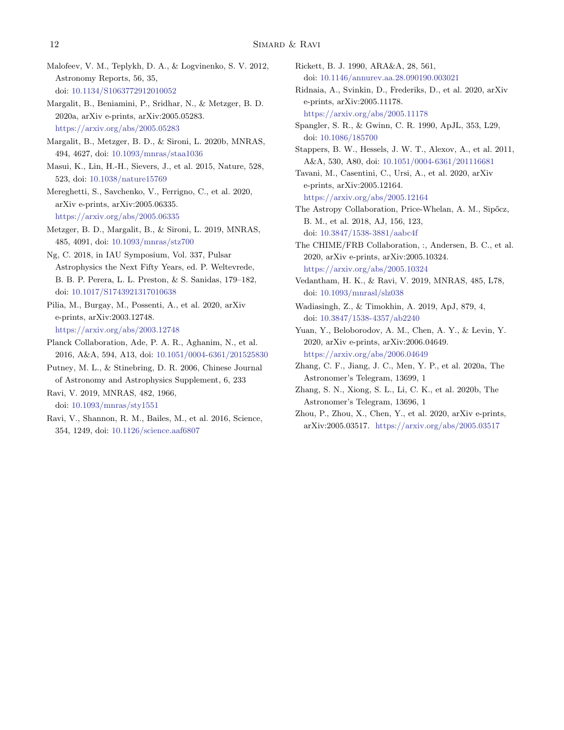Malofeev, V. M., Teplykh, D. A., & Logvinenko, S. V. 2012, Astronomy Reports, 56, 35, doi: 10.1134/S1063772912010052

Margalit, B., Beniamini, P., Sridhar, N., & Metzger, B. D. 2020a, arXiv e-prints, arXiv:2005.05283. https://arxiv.org/abs/2005.05283

Margalit, B., Metzger, B. D., & Sironi, L. 2020b, MNRAS, 494, 4627, doi: 10.1093/mnras/staa1036

Masui, K., Lin, H.-H., Sievers, J., et al. 2015, Nature, 528, 523, doi: 10.1038/nature15769

Mereghetti, S., Savchenko, V., Ferrigno, C., et al. 2020, arXiv e-prints, arXiv:2005.06335. https://arxiv.org/abs/2005.06335

Metzger, B. D., Margalit, B., & Sironi, L. 2019, MNRAS, 485, 4091, doi: 10.1093/mnras/stz700

Ng, C. 2018, in IAU Symposium, Vol. 337, Pulsar Astrophysics the Next Fifty Years, ed. P. Weltevrede, B. B. P. Perera, L. L. Preston, & S. Sanidas, 179–182, doi: 10.1017/S1743921317010638

Pilia, M., Burgay, M., Possenti, A., et al. 2020, arXiv e-prints, arXiv:2003.12748. https://arxiv.org/abs/2003.12748

Planck Collaboration, Ade, P. A. R., Aghanim, N., et al. 2016, A&A, 594, A13, doi: 10.1051/0004-6361/201525830

Putney, M. L., & Stinebring, D. R. 2006, Chinese Journal of Astronomy and Astrophysics Supplement, 6, 233

Ravi, V. 2019, MNRAS, 482, 1966, doi: 10.1093/mnras/sty1551

Ravi, V., Shannon, R. M., Bailes, M., et al. 2016, Science, 354, 1249, doi: 10.1126/science.aaf6807

Rickett, B. J. 1990, ARA&A, 28, 561, doi: 10.1146/annurev.aa.28.090190.003021

Ridnaia, A., Svinkin, D., Frederiks, D., et al. 2020, arXiv e-prints, arXiv:2005.11178. https://arxiv.org/abs/2005.11178

Spangler, S. R., & Gwinn, C. R. 1990, ApJL, 353, L29, doi: 10.1086/185700

Stappers, B. W., Hessels, J. W. T., Alexov, A., et al. 2011, A&A, 530, A80, doi: 10.1051/0004-6361/201116681

Tavani, M., Casentini, C., Ursi, A., et al. 2020, arXiv e-prints, arXiv:2005.12164. https://arxiv.org/abs/2005.12164

The Astropy Collaboration, Price-Whelan, A. M., Sipőcz, B. M., et al. 2018, AJ, 156, 123, doi: 10.3847/1538-3881/aabc4f

The CHIME/FRB Collaboration, :, Andersen, B. C., et al. 2020, arXiv e-prints, arXiv:2005.10324. https://arxiv.org/abs/2005.10324

Vedantham, H. K., & Ravi, V. 2019, MNRAS, 485, L78, doi: 10.1093/mnrasl/slz038

Wadiasingh, Z., & Timokhin, A. 2019, ApJ, 879, 4, doi: 10.3847/1538-4357/ab2240

Yuan, Y., Beloborodov, A. M., Chen, A. Y., & Levin, Y. 2020, arXiv e-prints, arXiv:2006.04649. https://arxiv.org/abs/2006.04649

Zhang, C. F., Jiang, J. C., Men, Y. P., et al. 2020a, The Astronomer's Telegram, 13699, 1

Zhang, S. N., Xiong, S. L., Li, C. K., et al. 2020b, The Astronomer's Telegram, 13696, 1

Zhou, P., Zhou, X., Chen, Y., et al. 2020, arXiv e-prints, arXiv:2005.03517. https://arxiv.org/abs/2005.03517